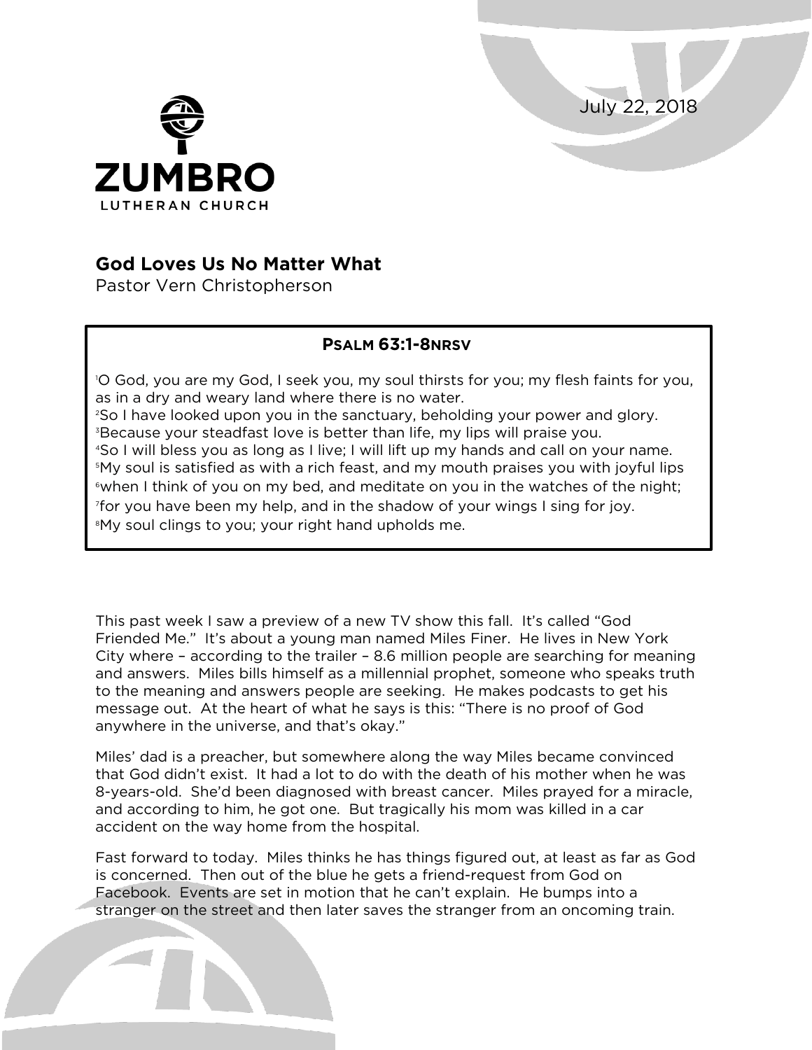July 22, 2018

ZUMBRO
LUTHERAN CHURCH

# God Loves Us No Matter What

Pastor Vern Christopherson

**PSALM 63:1-8NRSV**

[1]O God, you are my God, I seek you, my soul thirsts for you; my flesh faints for you, as in a dry and weary land where there is no water.
[2]So I have looked upon you in the sanctuary, beholding your power and glory.
[3]Because your steadfast love is better than life, my lips will praise you.
[4]So I will bless you as long as I live; I will lift up my hands and call on your name.
[5]My soul is satisfied as with a rich feast, and my mouth praises you with joyful lips
[6]when I think of you on my bed, and meditate on you in the watches of the night;
[7]for you have been my help, and in the shadow of your wings I sing for joy.
[8]My soul clings to you; your right hand upholds me.

This past week I saw a preview of a new TV show this fall. It's called "God Friended Me." It's about a young man named Miles Finer. He lives in New York City where – according to the trailer – 8.6 million people are searching for meaning and answers. Miles bills himself as a millennial prophet, someone who speaks truth to the meaning and answers people are seeking. He makes podcasts to get his message out. At the heart of what he says is this: "There is no proof of God anywhere in the universe, and that's okay."

Miles' dad is a preacher, but somewhere along the way Miles became convinced that God didn't exist. It had a lot to do with the death of his mother when he was 8-years-old. She'd been diagnosed with breast cancer. Miles prayed for a miracle, and according to him, he got one. But tragically his mom was killed in a car accident on the way home from the hospital.

Fast forward to today. Miles thinks he has things figured out, at least as far as God is concerned. Then out of the blue he gets a friend-request from God on Facebook. Events are set in motion that he can't explain. He bumps into a stranger on the street and then later saves the stranger from an oncoming train.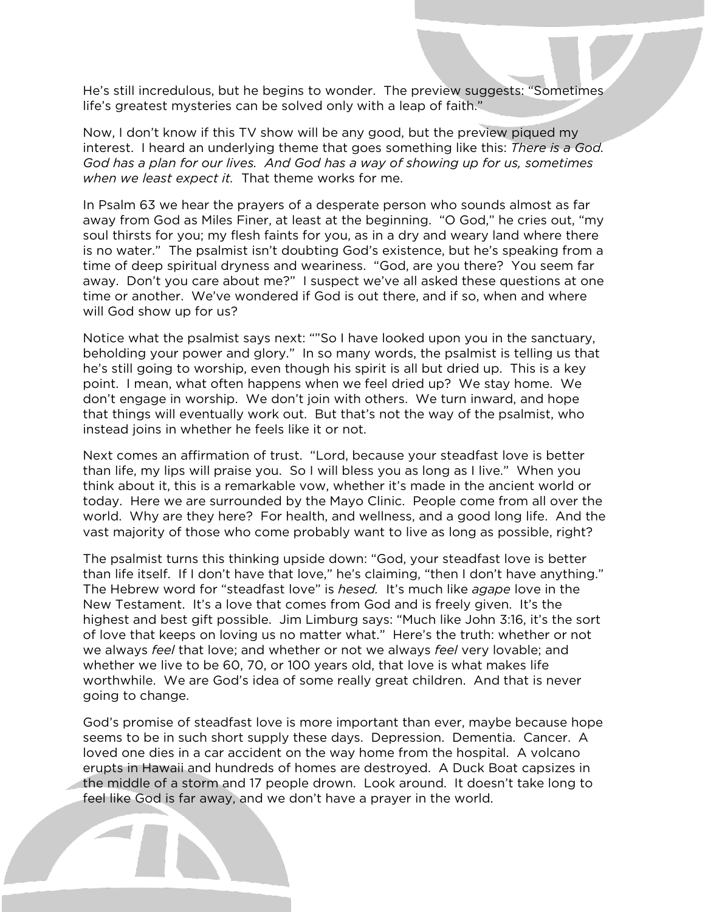He's still incredulous, but he begins to wonder. The preview suggests: "Sometimes life's greatest mysteries can be solved only with a leap of faith."

Now, I don't know if this TV show will be any good, but the preview piqued my interest. I heard an underlying theme that goes something like this: *There is a God. God has a plan for our lives. And God has a way of showing up for us, sometimes when we least expect it.* That theme works for me.

In Psalm 63 we hear the prayers of a desperate person who sounds almost as far away from God as Miles Finer, at least at the beginning. "O God," he cries out, "my soul thirsts for you; my flesh faints for you, as in a dry and weary land where there is no water." The psalmist isn't doubting God's existence, but he's speaking from a time of deep spiritual dryness and weariness. "God, are you there? You seem far away. Don't you care about me?" I suspect we've all asked these questions at one time or another. We've wondered if God is out there, and if so, when and where will God show up for us?

Notice what the psalmist says next: ""So I have looked upon you in the sanctuary, beholding your power and glory." In so many words, the psalmist is telling us that he's still going to worship, even though his spirit is all but dried up. This is a key point. I mean, what often happens when we feel dried up? We stay home. We don't engage in worship. We don't join with others. We turn inward, and hope that things will eventually work out. But that's not the way of the psalmist, who instead joins in whether he feels like it or not.

Next comes an affirmation of trust. "Lord, because your steadfast love is better than life, my lips will praise you. So I will bless you as long as I live." When you think about it, this is a remarkable vow, whether it's made in the ancient world or today. Here we are surrounded by the Mayo Clinic. People come from all over the world. Why are they here? For health, and wellness, and a good long life. And the vast majority of those who come probably want to live as long as possible, right?

The psalmist turns this thinking upside down: "God, your steadfast love is better than life itself. If I don't have that love," he's claiming, "then I don't have anything." The Hebrew word for "steadfast love" is *hesed.* It's much like *agape* love in the New Testament. It's a love that comes from God and is freely given. It's the highest and best gift possible. Jim Limburg says: "Much like John 3:16, it's the sort of love that keeps on loving us no matter what." Here's the truth: whether or not we always *feel* that love; and whether or not we always *feel* very lovable; and whether we live to be 60, 70, or 100 years old, that love is what makes life worthwhile. We are God's idea of some really great children. And that is never going to change.

God's promise of steadfast love is more important than ever, maybe because hope seems to be in such short supply these days. Depression. Dementia. Cancer. A loved one dies in a car accident on the way home from the hospital. A volcano erupts in Hawaii and hundreds of homes are destroyed. A Duck Boat capsizes in the middle of a storm and 17 people drown. Look around. It doesn't take long to feel like God is far away, and we don't have a prayer in the world.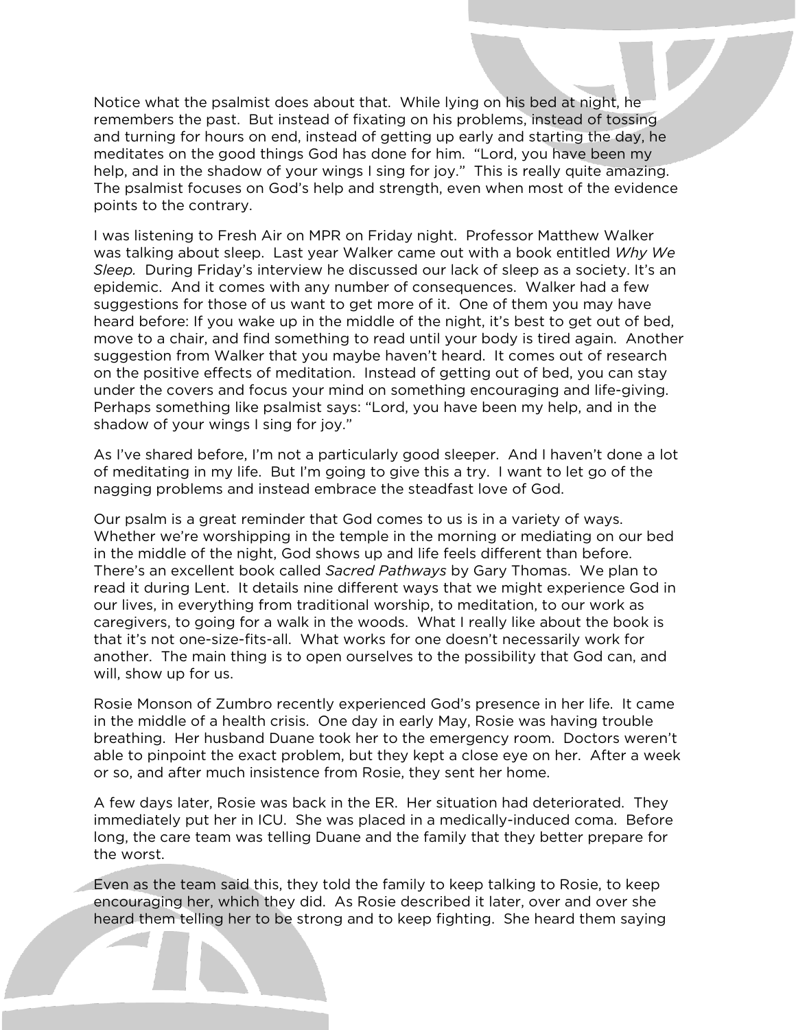Notice what the psalmist does about that. While lying on his bed at night, he remembers the past. But instead of fixating on his problems, instead of tossing and turning for hours on end, instead of getting up early and starting the day, he meditates on the good things God has done for him. "Lord, you have been my help, and in the shadow of your wings I sing for joy." This is really quite amazing. The psalmist focuses on God's help and strength, even when most of the evidence points to the contrary.

I was listening to Fresh Air on MPR on Friday night. Professor Matthew Walker was talking about sleep. Last year Walker came out with a book entitled *Why We Sleep.* During Friday's interview he discussed our lack of sleep as a society. It's an epidemic. And it comes with any number of consequences. Walker had a few suggestions for those of us want to get more of it. One of them you may have heard before: If you wake up in the middle of the night, it's best to get out of bed, move to a chair, and find something to read until your body is tired again. Another suggestion from Walker that you maybe haven't heard. It comes out of research on the positive effects of meditation. Instead of getting out of bed, you can stay under the covers and focus your mind on something encouraging and life-giving. Perhaps something like psalmist says: "Lord, you have been my help, and in the shadow of your wings I sing for joy."

As I've shared before, I'm not a particularly good sleeper. And I haven't done a lot of meditating in my life. But I'm going to give this a try. I want to let go of the nagging problems and instead embrace the steadfast love of God.

Our psalm is a great reminder that God comes to us is in a variety of ways. Whether we're worshipping in the temple in the morning or mediating on our bed in the middle of the night, God shows up and life feels different than before. There's an excellent book called *Sacred Pathways* by Gary Thomas. We plan to read it during Lent. It details nine different ways that we might experience God in our lives, in everything from traditional worship, to meditation, to our work as caregivers, to going for a walk in the woods. What I really like about the book is that it's not one-size-fits-all. What works for one doesn't necessarily work for another. The main thing is to open ourselves to the possibility that God can, and will, show up for us.

Rosie Monson of Zumbro recently experienced God's presence in her life. It came in the middle of a health crisis. One day in early May, Rosie was having trouble breathing. Her husband Duane took her to the emergency room. Doctors weren't able to pinpoint the exact problem, but they kept a close eye on her. After a week or so, and after much insistence from Rosie, they sent her home.

A few days later, Rosie was back in the ER. Her situation had deteriorated. They immediately put her in ICU. She was placed in a medically-induced coma. Before long, the care team was telling Duane and the family that they better prepare for the worst.

Even as the team said this, they told the family to keep talking to Rosie, to keep encouraging her, which they did. As Rosie described it later, over and over she heard them telling her to be strong and to keep fighting. She heard them saying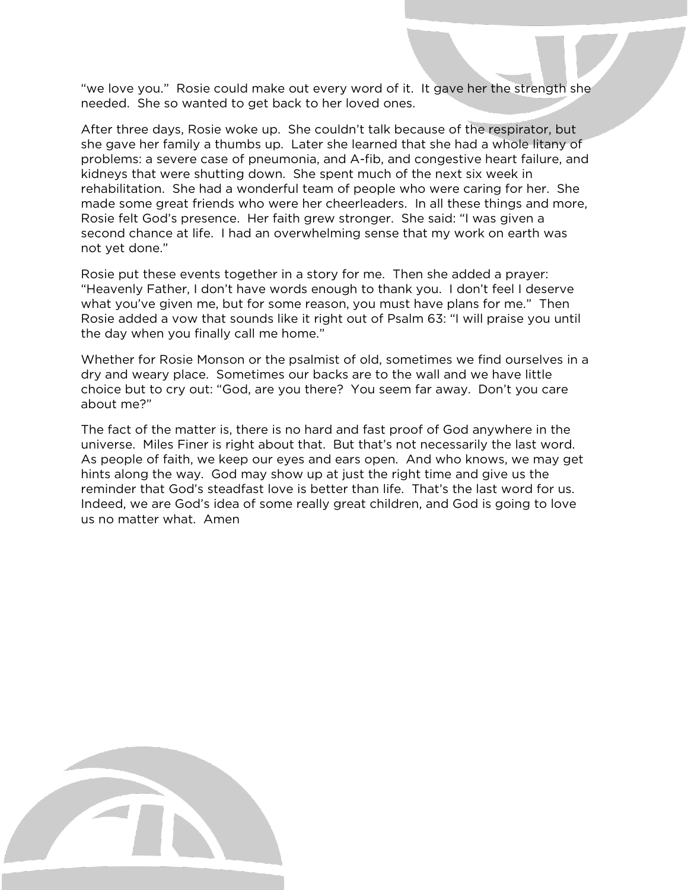"we love you." Rosie could make out every word of it. It gave her the strength she needed. She so wanted to get back to her loved ones.

After three days, Rosie woke up. She couldn't talk because of the respirator, but she gave her family a thumbs up. Later she learned that she had a whole litany of problems: a severe case of pneumonia, and A-fib, and congestive heart failure, and kidneys that were shutting down. She spent much of the next six week in rehabilitation. She had a wonderful team of people who were caring for her. She made some great friends who were her cheerleaders. In all these things and more, Rosie felt God's presence. Her faith grew stronger. She said: "I was given a second chance at life. I had an overwhelming sense that my work on earth was not yet done."

Rosie put these events together in a story for me. Then she added a prayer: "Heavenly Father, I don't have words enough to thank you. I don't feel I deserve what you've given me, but for some reason, you must have plans for me." Then Rosie added a vow that sounds like it right out of Psalm 63: "I will praise you until the day when you finally call me home."

Whether for Rosie Monson or the psalmist of old, sometimes we find ourselves in a dry and weary place. Sometimes our backs are to the wall and we have little choice but to cry out: "God, are you there? You seem far away. Don't you care about me?"

The fact of the matter is, there is no hard and fast proof of God anywhere in the universe. Miles Finer is right about that. But that's not necessarily the last word. As people of faith, we keep our eyes and ears open. And who knows, we may get hints along the way. God may show up at just the right time and give us the reminder that God's steadfast love is better than life. That's the last word for us. Indeed, we are God's idea of some really great children, and God is going to love us no matter what. Amen